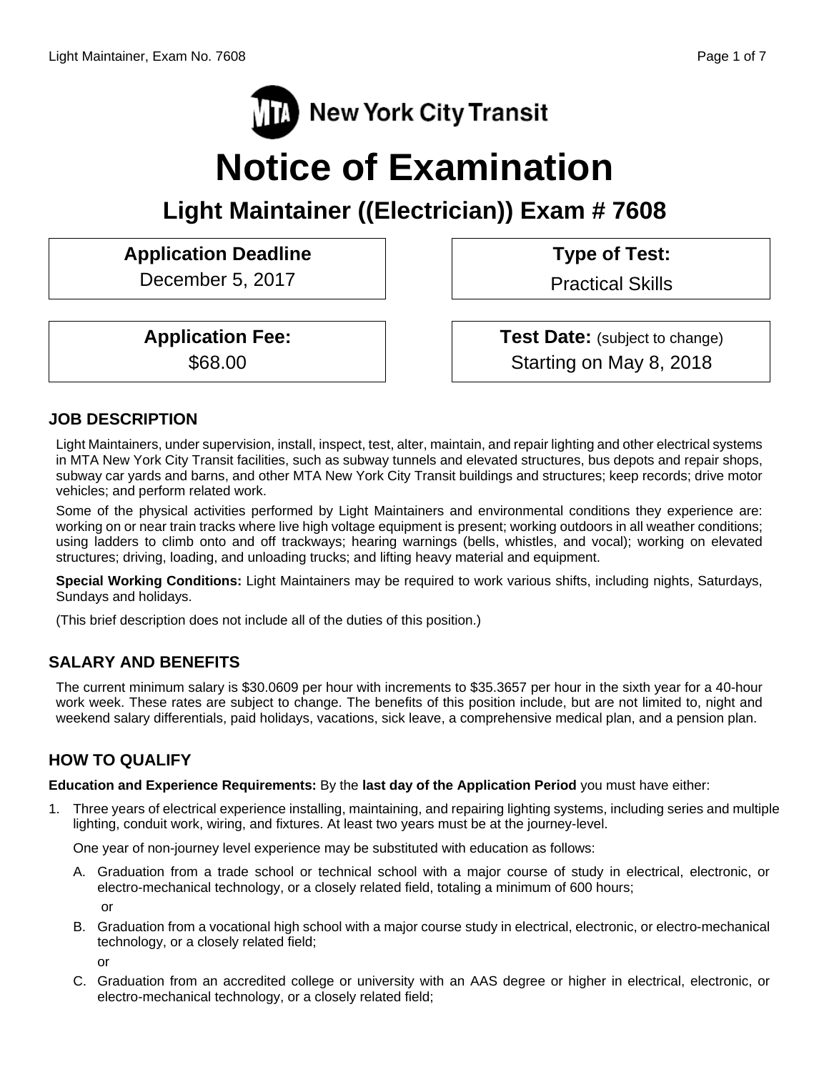MTA New York City Transit

# Notice of Examination

## Light Maintainer ((Electrician)) Exam # 7608

| Application Deadline | Type of Test: |
| --- | --- |
| December 5, 2017 | Practical Skills |

| Application Fee: | Test Date: (subject to change) |
| --- | --- |
| $68.00 | Starting on May 8, 2018 |

## JOB DESCRIPTION

Light Maintainers, under supervision, install, inspect, test, alter, maintain, and repair lighting and other electrical systems in MTA New York City Transit facilities, such as subway tunnels and elevated structures, bus depots and repair shops, subway car yards and barns, and other MTA New York City Transit buildings and structures; keep records; drive motor vehicles; and perform related work.

Some of the physical activities performed by Light Maintainers and environmental conditions they experience are: working on or near train tracks where live high voltage equipment is present; working outdoors in all weather conditions; using ladders to climb onto and off trackways; hearing warnings (bells, whistles, and vocal); working on elevated structures; driving, loading, and unloading trucks; and lifting heavy material and equipment.

**Special Working Conditions:** Light Maintainers may be required to work various shifts, including nights, Saturdays, Sundays and holidays.

(This brief description does not include all of the duties of this position.)

## SALARY AND BENEFITS

The current minimum salary is $30.0609 per hour with increments to $35.3657 per hour in the sixth year for a 40-hour work week. These rates are subject to change. The benefits of this position include, but are not limited to, night and weekend salary differentials, paid holidays, vacations, sick leave, a comprehensive medical plan, and a pension plan.

## HOW TO QUALIFY

**Education and Experience Requirements:** By the **last day of the Application Period** you must have either:

1. Three years of electrical experience installing, maintaining, and repairing lighting systems, including series and multiple lighting, conduit work, wiring, and fixtures. At least two years must be at the journey-level.

   One year of non-journey level experience may be substituted with education as follows:

   A. Graduation from a trade school or technical school with a major course of study in electrical, electronic, or electro-mechanical technology, or a closely related field, totaling a minimum of 600 hours;

   or

   B. Graduation from a vocational high school with a major course study in electrical, electronic, or electro-mechanical technology, or a closely related field;

   or

   C. Graduation from an accredited college or university with an AAS degree or higher in electrical, electronic, or electro-mechanical technology, or a closely related field;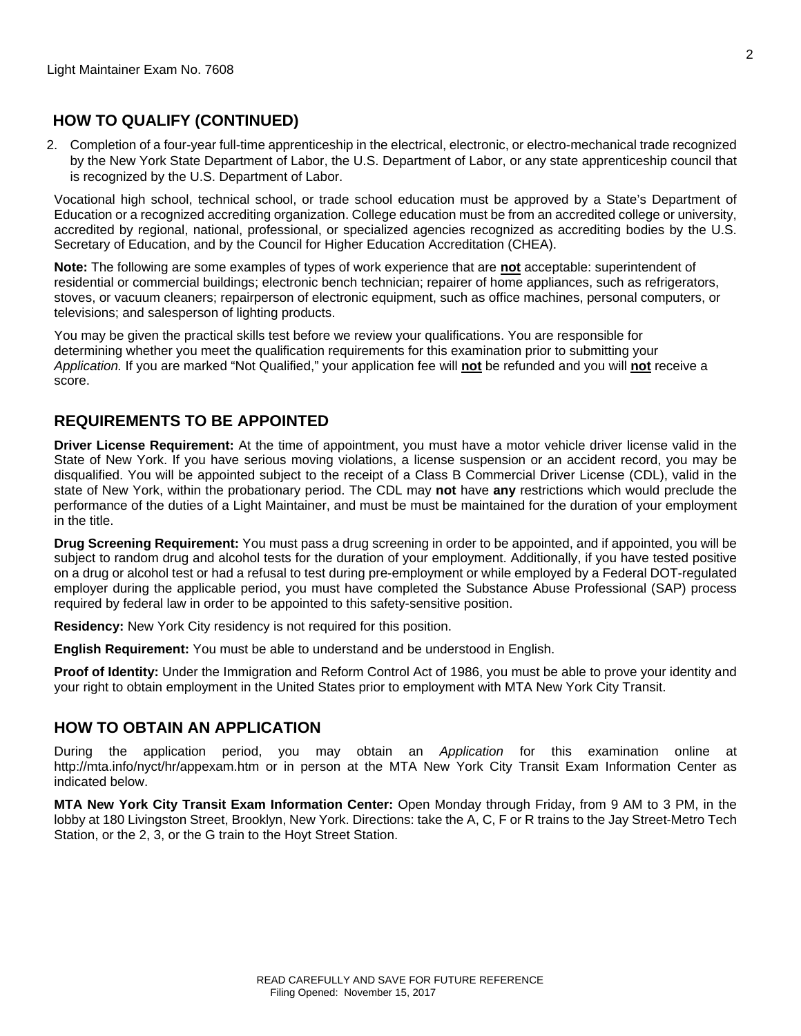## HOW TO QUALIFY (CONTINUED)

2. Completion of a four-year full-time apprenticeship in the electrical, electronic, or electro-mechanical trade recognized by the New York State Department of Labor, the U.S. Department of Labor, or any state apprenticeship council that is recognized by the U.S. Department of Labor.

Vocational high school, technical school, or trade school education must be approved by a State's Department of Education or a recognized accrediting organization. College education must be from an accredited college or university, accredited by regional, national, professional, or specialized agencies recognized as accrediting bodies by the U.S. Secretary of Education, and by the Council for Higher Education Accreditation (CHEA).

**Note:** The following are some examples of types of work experience that are **<u>not</u>** acceptable: superintendent of residential or commercial buildings; electronic bench technician; repairer of home appliances, such as refrigerators, stoves, or vacuum cleaners; repairperson of electronic equipment, such as office machines, personal computers, or televisions; and salesperson of lighting products.

You may be given the practical skills test before we review your qualifications. You are responsible for determining whether you meet the qualification requirements for this examination prior to submitting your *Application.* If you are marked "Not Qualified," your application fee will **<u>not</u>** be refunded and you will **<u>not</u>** receive a score.

## REQUIREMENTS TO BE APPOINTED

**Driver License Requirement:** At the time of appointment, you must have a motor vehicle driver license valid in the State of New York. If you have serious moving violations, a license suspension or an accident record, you may be disqualified. You will be appointed subject to the receipt of a Class B Commercial Driver License (CDL), valid in the state of New York, within the probationary period. The CDL may **not** have **any** restrictions which would preclude the performance of the duties of a Light Maintainer, and must be must be maintained for the duration of your employment in the title.

**Drug Screening Requirement:** You must pass a drug screening in order to be appointed, and if appointed, you will be subject to random drug and alcohol tests for the duration of your employment. Additionally, if you have tested positive on a drug or alcohol test or had a refusal to test during pre-employment or while employed by a Federal DOT-regulated employer during the applicable period, you must have completed the Substance Abuse Professional (SAP) process required by federal law in order to be appointed to this safety-sensitive position.

**Residency:** New York City residency is not required for this position.

**English Requirement:** You must be able to understand and be understood in English.

**Proof of Identity:** Under the Immigration and Reform Control Act of 1986, you must be able to prove your identity and your right to obtain employment in the United States prior to employment with MTA New York City Transit.

## HOW TO OBTAIN AN APPLICATION

During the application period, you may obtain an *Application* for this examination online at http://mta.info/nyct/hr/appexam.htm or in person at the MTA New York City Transit Exam Information Center as indicated below.

**MTA New York City Transit Exam Information Center:** Open Monday through Friday, from 9 AM to 3 PM, in the lobby at 180 Livingston Street, Brooklyn, New York. Directions: take the A, C, F or R trains to the Jay Street-Metro Tech Station, or the 2, 3, or the G train to the Hoyt Street Station.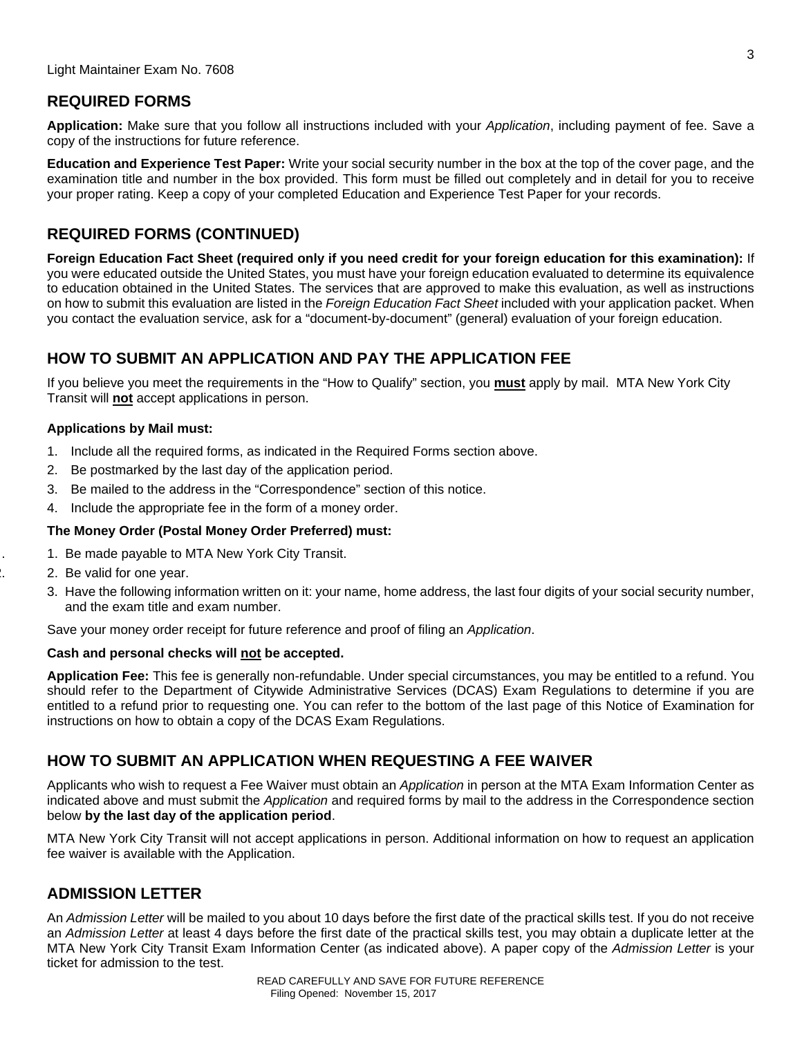## REQUIRED FORMS

**Application:** Make sure that you follow all instructions included with your *Application*, including payment of fee. Save a copy of the instructions for future reference.

**Education and Experience Test Paper:** Write your social security number in the box at the top of the cover page, and the examination title and number in the box provided. This form must be filled out completely and in detail for you to receive your proper rating. Keep a copy of your completed Education and Experience Test Paper for your records.

## REQUIRED FORMS (CONTINUED)

**Foreign Education Fact Sheet (required only if you need credit for your foreign education for this examination):** If you were educated outside the United States, you must have your foreign education evaluated to determine its equivalence to education obtained in the United States. The services that are approved to make this evaluation, as well as instructions on how to submit this evaluation are listed in the *Foreign Education Fact Sheet* included with your application packet. When you contact the evaluation service, ask for a "document-by-document" (general) evaluation of your foreign education.

## HOW TO SUBMIT AN APPLICATION AND PAY THE APPLICATION FEE

If you believe you meet the requirements in the "How to Qualify" section, you **must** apply by mail. MTA New York City Transit will **not** accept applications in person.

**Applications by Mail must:**

1. Include all the required forms, as indicated in the Required Forms section above.
2. Be postmarked by the last day of the application period.
3. Be mailed to the address in the "Correspondence" section of this notice.
4. Include the appropriate fee in the form of a money order.

**The Money Order (Postal Money Order Preferred) must:**

1. Be made payable to MTA New York City Transit.
2. Be valid for one year.
3. Have the following information written on it: your name, home address, the last four digits of your social security number, and the exam title and exam number.

Save your money order receipt for future reference and proof of filing an *Application*.

**Cash and personal checks will not be accepted.**

**Application Fee:** This fee is generally non-refundable. Under special circumstances, you may be entitled to a refund. You should refer to the Department of Citywide Administrative Services (DCAS) Exam Regulations to determine if you are entitled to a refund prior to requesting one. You can refer to the bottom of the last page of this Notice of Examination for instructions on how to obtain a copy of the DCAS Exam Regulations.

## HOW TO SUBMIT AN APPLICATION WHEN REQUESTING A FEE WAIVER

Applicants who wish to request a Fee Waiver must obtain an *Application* in person at the MTA Exam Information Center as indicated above and must submit the *Application* and required forms by mail to the address in the Correspondence section below **by the last day of the application period**.

MTA New York City Transit will not accept applications in person. Additional information on how to request an application fee waiver is available with the Application.

## ADMISSION LETTER

An *Admission Letter* will be mailed to you about 10 days before the first date of the practical skills test. If you do not receive an *Admission Letter* at least 4 days before the first date of the practical skills test, you may obtain a duplicate letter at the MTA New York City Transit Exam Information Center (as indicated above). A paper copy of the *Admission Letter* is your ticket for admission to the test.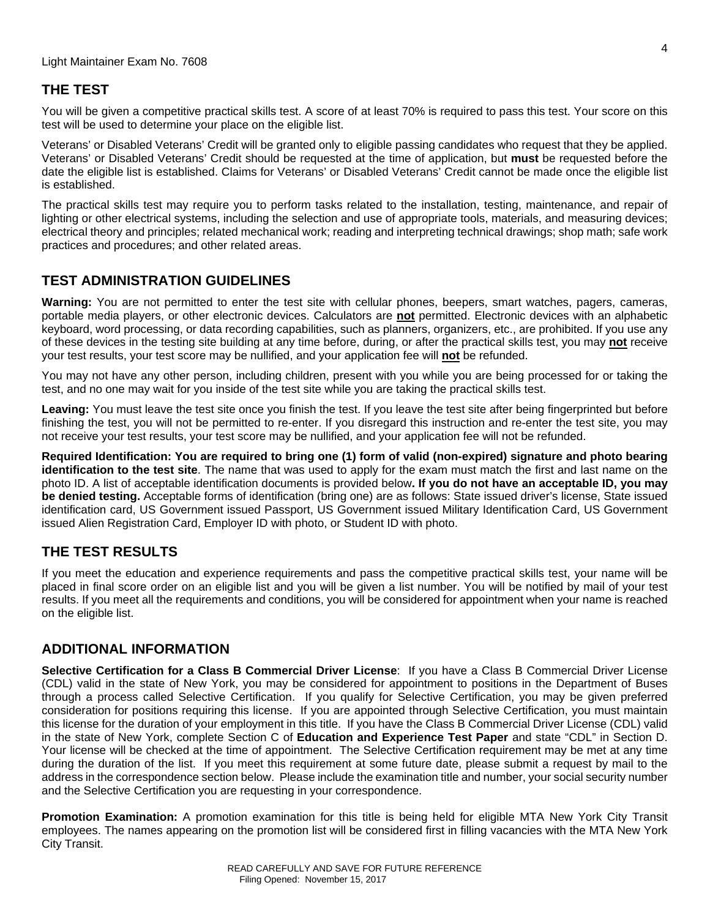## THE TEST

You will be given a competitive practical skills test. A score of at least 70% is required to pass this test. Your score on this test will be used to determine your place on the eligible list.

Veterans' or Disabled Veterans' Credit will be granted only to eligible passing candidates who request that they be applied. Veterans' or Disabled Veterans' Credit should be requested at the time of application, but **must** be requested before the date the eligible list is established. Claims for Veterans' or Disabled Veterans' Credit cannot be made once the eligible list is established.

The practical skills test may require you to perform tasks related to the installation, testing, maintenance, and repair of lighting or other electrical systems, including the selection and use of appropriate tools, materials, and measuring devices; electrical theory and principles; related mechanical work; reading and interpreting technical drawings; shop math; safe work practices and procedures; and other related areas.

## TEST ADMINISTRATION GUIDELINES

**Warning:** You are not permitted to enter the test site with cellular phones, beepers, smart watches, pagers, cameras, portable media players, or other electronic devices. Calculators are **not** permitted. Electronic devices with an alphabetic keyboard, word processing, or data recording capabilities, such as planners, organizers, etc., are prohibited. If you use any of these devices in the testing site building at any time before, during, or after the practical skills test, you may **not** receive your test results, your test score may be nullified, and your application fee will **not** be refunded.

You may not have any other person, including children, present with you while you are being processed for or taking the test, and no one may wait for you inside of the test site while you are taking the practical skills test.

**Leaving:** You must leave the test site once you finish the test. If you leave the test site after being fingerprinted but before finishing the test, you will not be permitted to re-enter. If you disregard this instruction and re-enter the test site, you may not receive your test results, your test score may be nullified, and your application fee will not be refunded.

**Required Identification: You are required to bring one (1) form of valid (non-expired) signature and photo bearing identification to the test site**. The name that was used to apply for the exam must match the first and last name on the photo ID. A list of acceptable identification documents is provided below**. If you do not have an acceptable ID, you may be denied testing.** Acceptable forms of identification (bring one) are as follows: State issued driver's license, State issued identification card, US Government issued Passport, US Government issued Military Identification Card, US Government issued Alien Registration Card, Employer ID with photo, or Student ID with photo.

## THE TEST RESULTS

If you meet the education and experience requirements and pass the competitive practical skills test, your name will be placed in final score order on an eligible list and you will be given a list number. You will be notified by mail of your test results. If you meet all the requirements and conditions, you will be considered for appointment when your name is reached on the eligible list.

## ADDITIONAL INFORMATION

**Selective Certification for a Class B Commercial Driver License**: If you have a Class B Commercial Driver License (CDL) valid in the state of New York, you may be considered for appointment to positions in the Department of Buses through a process called Selective Certification. If you qualify for Selective Certification, you may be given preferred consideration for positions requiring this license. If you are appointed through Selective Certification, you must maintain this license for the duration of your employment in this title. If you have the Class B Commercial Driver License (CDL) valid in the state of New York, complete Section C of **Education and Experience Test Paper** and state "CDL" in Section D. Your license will be checked at the time of appointment. The Selective Certification requirement may be met at any time during the duration of the list. If you meet this requirement at some future date, please submit a request by mail to the address in the correspondence section below. Please include the examination title and number, your social security number and the Selective Certification you are requesting in your correspondence.

**Promotion Examination:** A promotion examination for this title is being held for eligible MTA New York City Transit employees. The names appearing on the promotion list will be considered first in filling vacancies with the MTA New York City Transit.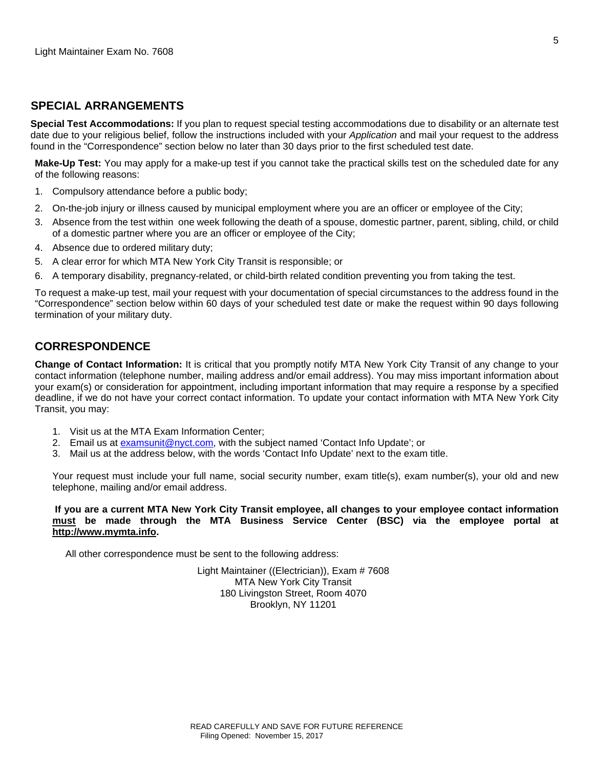## SPECIAL ARRANGEMENTS

**Special Test Accommodations:** If you plan to request special testing accommodations due to disability or an alternate test date due to your religious belief, follow the instructions included with your *Application* and mail your request to the address found in the "Correspondence" section below no later than 30 days prior to the first scheduled test date.

**Make-Up Test:** You may apply for a make-up test if you cannot take the practical skills test on the scheduled date for any of the following reasons:

1. Compulsory attendance before a public body;
2. On-the-job injury or illness caused by municipal employment where you are an officer or employee of the City;
3. Absence from the test within one week following the death of a spouse, domestic partner, parent, sibling, child, or child of a domestic partner where you are an officer or employee of the City;
4. Absence due to ordered military duty;
5. A clear error for which MTA New York City Transit is responsible; or
6. A temporary disability, pregnancy-related, or child-birth related condition preventing you from taking the test.

To request a make-up test, mail your request with your documentation of special circumstances to the address found in the "Correspondence" section below within 60 days of your scheduled test date or make the request within 90 days following termination of your military duty.

## CORRESPONDENCE

**Change of Contact Information:** It is critical that you promptly notify MTA New York City Transit of any change to your contact information (telephone number, mailing address and/or email address). You may miss important information about your exam(s) or consideration for appointment, including important information that may require a response by a specified deadline, if we do not have your correct contact information. To update your contact information with MTA New York City Transit, you may:

1. Visit us at the MTA Exam Information Center;
2. Email us at examsunit@nyct.com, with the subject named 'Contact Info Update'; or
3. Mail us at the address below, with the words 'Contact Info Update' next to the exam title.

Your request must include your full name, social security number, exam title(s), exam number(s), your old and new telephone, mailing and/or email address.

**If you are a current MTA New York City Transit employee, all changes to your employee contact information must be made through the MTA Business Service Center (BSC) via the employee portal at http://www.mymta.info.**

All other correspondence must be sent to the following address:

Light Maintainer ((Electrician)), Exam # 7608
MTA New York City Transit
180 Livingston Street, Room 4070
Brooklyn, NY 11201

READ CAREFULLY AND SAVE FOR FUTURE REFERENCE
Filing Opened: November 15, 2017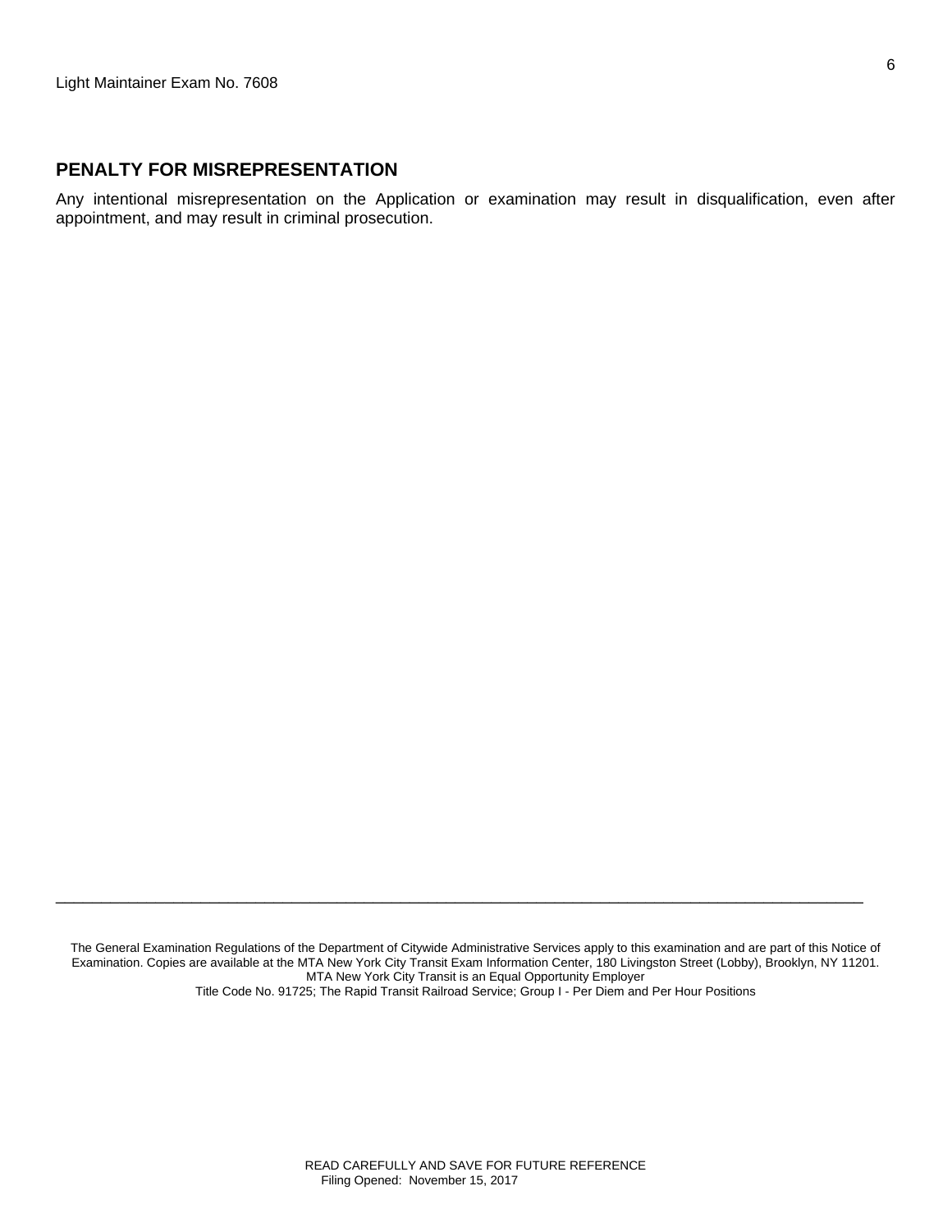## PENALTY FOR MISREPRESENTATION

Any intentional misrepresentation on the Application or examination may result in disqualification, even after appointment, and may result in criminal prosecution.

---

The General Examination Regulations of the Department of Citywide Administrative Services apply to this examination and are part of this Notice of Examination. Copies are available at the MTA New York City Transit Exam Information Center, 180 Livingston Street (Lobby), Brooklyn, NY 11201.
MTA New York City Transit is an Equal Opportunity Employer
Title Code No. 91725; The Rapid Transit Railroad Service; Group I - Per Diem and Per Hour Positions

READ CAREFULLY AND SAVE FOR FUTURE REFERENCE
Filing Opened: November 15, 2017